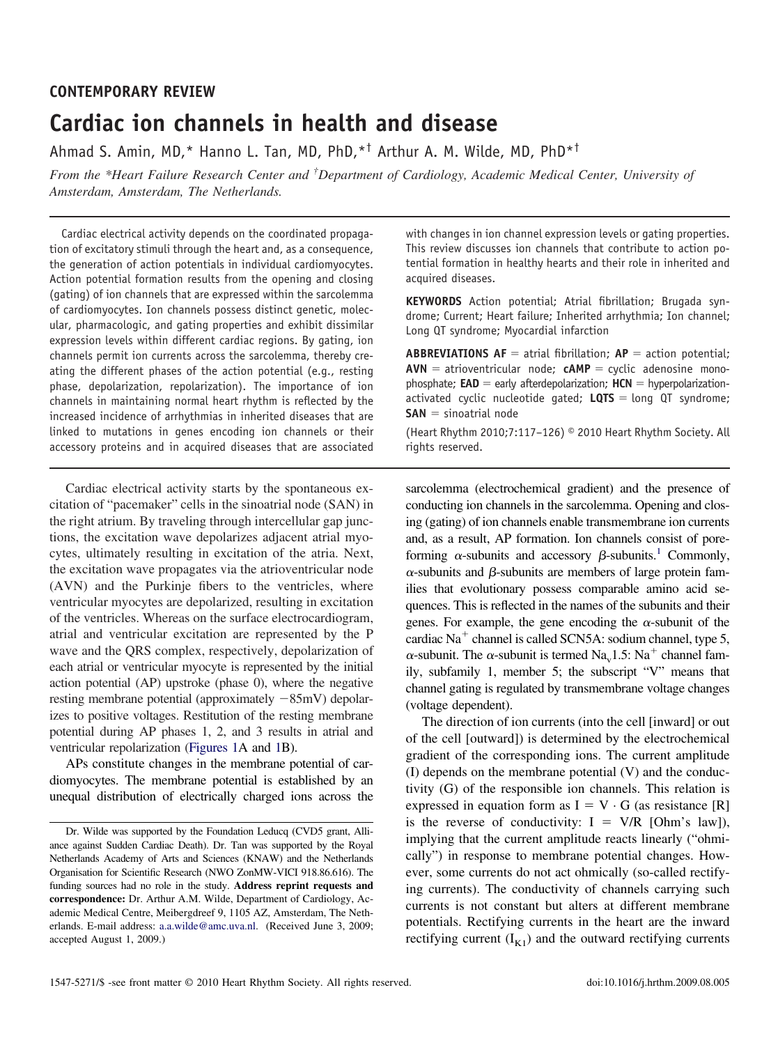**CONTEMPORARY REVIEW**

# Cardiac ion channels in health and disease

Ahmad S. Amin, MD,* Hanno L. Tan, MD, PhD,*† Arthur A. M. Wilde, MD, PhD*†

*From the \*Heart Failure Research Center and †Department of Cardiology, Academic Medical Center, University of Amsterdam, Amsterdam, The Netherlands.*

Cardiac electrical activity depends on the coordinated propagation of excitatory stimuli through the heart and, as a consequence, the generation of action potentials in individual cardiomyocytes. Action potential formation results from the opening and closing (gating) of ion channels that are expressed within the sarcolemma of cardiomyocytes. Ion channels possess distinct genetic, molecular, pharmacologic, and gating properties and exhibit dissimilar expression levels within different cardiac regions. By gating, ion channels permit ion currents across the sarcolemma, thereby creating the different phases of the action potential (e.g., resting phase, depolarization, repolarization). The importance of ion channels in maintaining normal heart rhythm is reflected by the increased incidence of arrhythmias in inherited diseases that are linked to mutations in genes encoding ion channels or their accessory proteins and in acquired diseases that are associated with changes in ion channel expression levels or gating properties. This review discusses ion channels that contribute to action potential formation in healthy hearts and their role in inherited and acquired diseases.

**KEYWORDS** Action potential; Atrial fibrillation; Brugada syndrome; Current; Heart failure; Inherited arrhythmia; Ion channel; Long QT syndrome; Myocardial infarction

**ABBREVIATIONS** **AF** = atrial fibrillation; **AP** = action potential; **AVN** = atrioventricular node; **cAMP** = cyclic adenosine monophosphate; **EAD** = early afterdepolarization; **HCN** = hyperpolarization-activated cyclic nucleotide gated; **LQTS** = long QT syndrome; **SAN** = sinoatrial node

(Heart Rhythm 2010;7:117–126) © 2010 Heart Rhythm Society. All rights reserved.

Cardiac electrical activity starts by the spontaneous excitation of "pacemaker" cells in the sinoatrial node (SAN) in the right atrium. By traveling through intercellular gap junctions, the excitation wave depolarizes adjacent atrial myocytes, ultimately resulting in excitation of the atria. Next, the excitation wave propagates via the atrioventricular node (AVN) and the Purkinje fibers to the ventricles, where ventricular myocytes are depolarized, resulting in excitation of the ventricles. Whereas on the surface electrocardiogram, atrial and ventricular excitation are represented by the P wave and the QRS complex, respectively, depolarization of each atrial or ventricular myocyte is represented by the initial action potential (AP) upstroke (phase 0), where the negative resting membrane potential (approximately −85mV) depolarizes to positive voltages. Restitution of the resting membrane potential during AP phases 1, 2, and 3 results in atrial and ventricular repolarization (Figures 1A and 1B).

APs constitute changes in the membrane potential of cardiomyocytes. The membrane potential is established by an unequal distribution of electrically charged ions across the sarcolemma (electrochemical gradient) and the presence of conducting ion channels in the sarcolemma. Opening and closing (gating) of ion channels enable transmembrane ion currents and, as a result, AP formation. Ion channels consist of pore-forming α-subunits and accessory β-subunits.[1] Commonly, α-subunits and β-subunits are members of large protein families that evolutionary possess comparable amino acid sequences. This is reflected in the names of the subunits and their genes. For example, the gene encoding the α-subunit of the cardiac $Na^+$ channel is called SCN5A: sodium channel, type 5, α-subunit. The α-subunit is termed $Na_v1.5$: $Na^+$ channel family, subfamily 1, member 5; the subscript "V" means that channel gating is regulated by transmembrane voltage changes (voltage dependent).

The direction of ion currents (into the cell [inward] or out of the cell [outward]) is determined by the electrochemical gradient of the corresponding ions. The current amplitude (I) depends on the membrane potential (V) and the conductivity (G) of the responsible ion channels. This relation is expressed in equation form as $I = V \cdot G$ (as resistance [R] is the reverse of conductivity: $I = V/R$ [Ohm's law]), implying that the current amplitude reacts linearly ("ohmically") in response to membrane potential changes. However, some currents do not act ohmically (so-called rectifying currents). The conductivity of channels carrying such currents is not constant but alters at different membrane potentials. Rectifying currents in the heart are the inward rectifying current ($I_{K1}$) and the outward rectifying currents

Dr. Wilde was supported by the Foundation Leducq (CVD5 grant, Alliance against Sudden Cardiac Death). Dr. Tan was supported by the Royal Netherlands Academy of Arts and Sciences (KNAW) and the Netherlands Organisation for Scientific Research (NWO ZonMW-VICI 918.86.616). The funding sources had no role in the study. **Address reprint requests and correspondence:** Dr. Arthur A.M. Wilde, Department of Cardiology, Academic Medical Centre, Meibergdreef 9, 1105 AZ, Amsterdam, The Netherlands. E-mail address: a.a.wilde@amc.uva.nl. (Received June 3, 2009; accepted August 1, 2009.)

1547-5271/$ -see front matter © 2010 Heart Rhythm Society. All rights reserved. doi:10.1016/j.hrthm.2009.08.005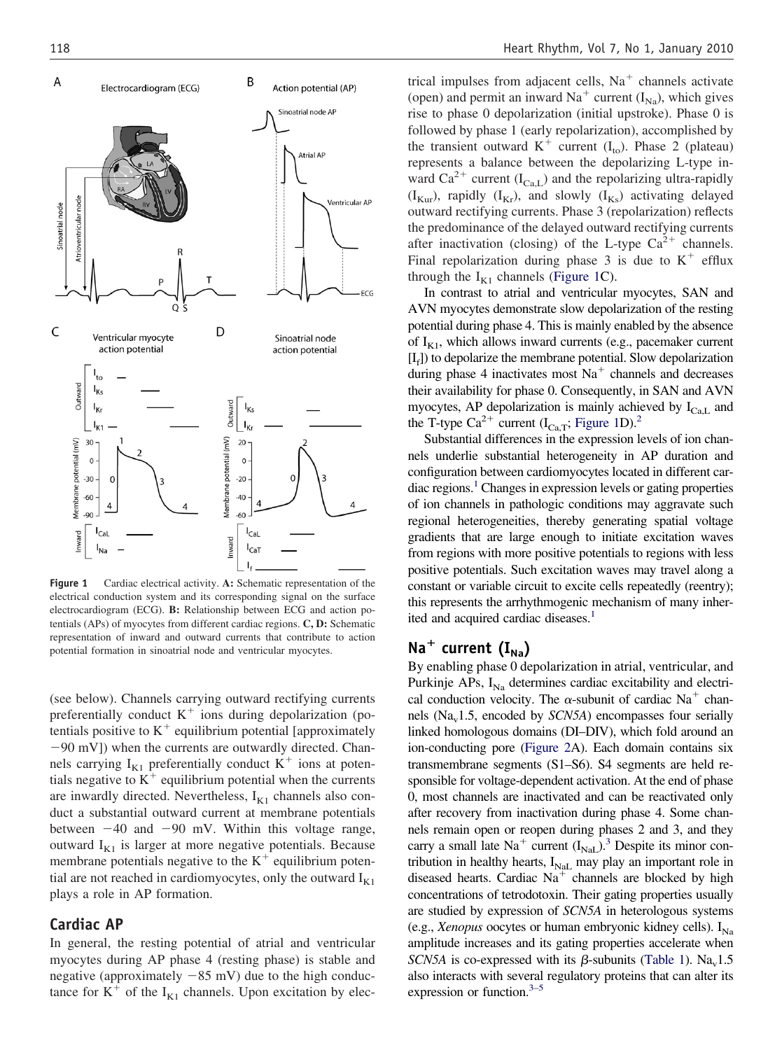**Figure 1** Cardiac electrical activity. **A:** Schematic representation of the electrical conduction system and its corresponding signal on the surface electrocardiogram (ECG). **B:** Relationship between ECG and action potentials (APs) of myocytes from different cardiac regions. **C, D:** Schematic representation of inward and outward currents that contribute to action potential formation in sinoatrial node and ventricular myocytes.

(see below). Channels carrying outward rectifying currents preferentially conduct $K^+$ ions during depolarization (potentials positive to $K^+$ equilibrium potential [approximately −90 mV]) when the currents are outwardly directed. Channels carrying $I_{K1}$ preferentially conduct $K^+$ ions at potentials negative to $K^+$ equilibrium potential when the currents are inwardly directed. Nevertheless, $I_{K1}$ channels also conduct a substantial outward current at membrane potentials between −40 and −90 mV. Within this voltage range, outward $I_{K1}$ is larger at more negative potentials. Because membrane potentials negative to the $K^+$ equilibrium potential are not reached in cardiomyocytes, only the outward $I_{K1}$ plays a role in AP formation.

## Cardiac AP

In general, the resting potential of atrial and ventricular myocytes during AP phase 4 (resting phase) is stable and negative (approximately −85 mV) due to the high conductance for $K^+$ of the $I_{K1}$ channels. Upon excitation by electrical impulses from adjacent cells, $Na^+$ channels activate (open) and permit an inward $Na^+$ current ($I_{Na}$), which gives rise to phase 0 depolarization (initial upstroke). Phase 0 is followed by phase 1 (early repolarization), accomplished by the transient outward $K^+$ current ($I_{to}$). Phase 2 (plateau) represents a balance between the depolarizing L-type inward $Ca^{2+}$ current ($I_{Ca,L}$) and the repolarizing ultra-rapidly ($I_{Kur}$), rapidly ($I_{Kr}$), and slowly ($I_{Ks}$) activating delayed outward rectifying currents. Phase 3 (repolarization) reflects the predominance of the delayed outward rectifying currents after inactivation (closing) of the L-type $Ca^{2+}$ channels. Final repolarization during phase 3 is due to $K^+$ efflux through the $I_{K1}$ channels (Figure 1C).

In contrast to atrial and ventricular myocytes, SAN and AVN myocytes demonstrate slow depolarization of the resting potential during phase 4. This is mainly enabled by the absence of $I_{K1}$, which allows inward currents (e.g., pacemaker current [$I_f$]) to depolarize the membrane potential. Slow depolarization during phase 4 inactivates most $Na^+$ channels and decreases their availability for phase 0. Consequently, in SAN and AVN myocytes, AP depolarization is mainly achieved by $I_{Ca,L}$ and the T-type $Ca^{2+}$ current ($I_{Ca,T}$; Figure 1D).[2]

Substantial differences in the expression levels of ion channels underlie substantial heterogeneity in AP duration and configuration between cardiomyocytes located in different cardiac regions.[1] Changes in expression levels or gating properties of ion channels in pathologic conditions may aggravate such regional heterogeneities, thereby generating spatial voltage gradients that are large enough to initiate excitation waves from regions with more positive potentials to regions with less positive potentials. Such excitation waves may travel along a constant or variable circuit to excite cells repeatedly (reentry); this represents the arrhythmogenic mechanism of many inherited and acquired cardiac diseases.[1]

## $Na^+$ current ($I_{Na}$)

By enabling phase 0 depolarization in atrial, ventricular, and Purkinje APs, $I_{Na}$ determines cardiac excitability and electrical conduction velocity. The α-subunit of cardiac $Na^+$ channels ($Na_v1.5$, encoded by *SCN5A*) encompasses four serially linked homologous domains (DI–DIV), which fold around an ion-conducting pore (Figure 2A). Each domain contains six transmembrane segments (S1–S6). S4 segments are held responsible for voltage-dependent activation. At the end of phase 0, most channels are inactivated and can be reactivated only after recovery from inactivation during phase 4. Some channels remain open or reopen during phases 2 and 3, and they carry a small late $Na^+$ current ($I_{NaL}$).[3] Despite its minor contribution in healthy hearts, $I_{NaL}$ may play an important role in diseased hearts. Cardiac $Na^+$ channels are blocked by high concentrations of tetrodotoxin. Their gating properties usually are studied by expression of *SCN5A* in heterologous systems (e.g., *Xenopus* oocytes or human embryonic kidney cells). $I_{Na}$ amplitude increases and its gating properties accelerate when *SCN5A* is co-expressed with its β-subunits (Table 1). $Na_v1.5$ also interacts with several regulatory proteins that can alter its expression or function.[3–5]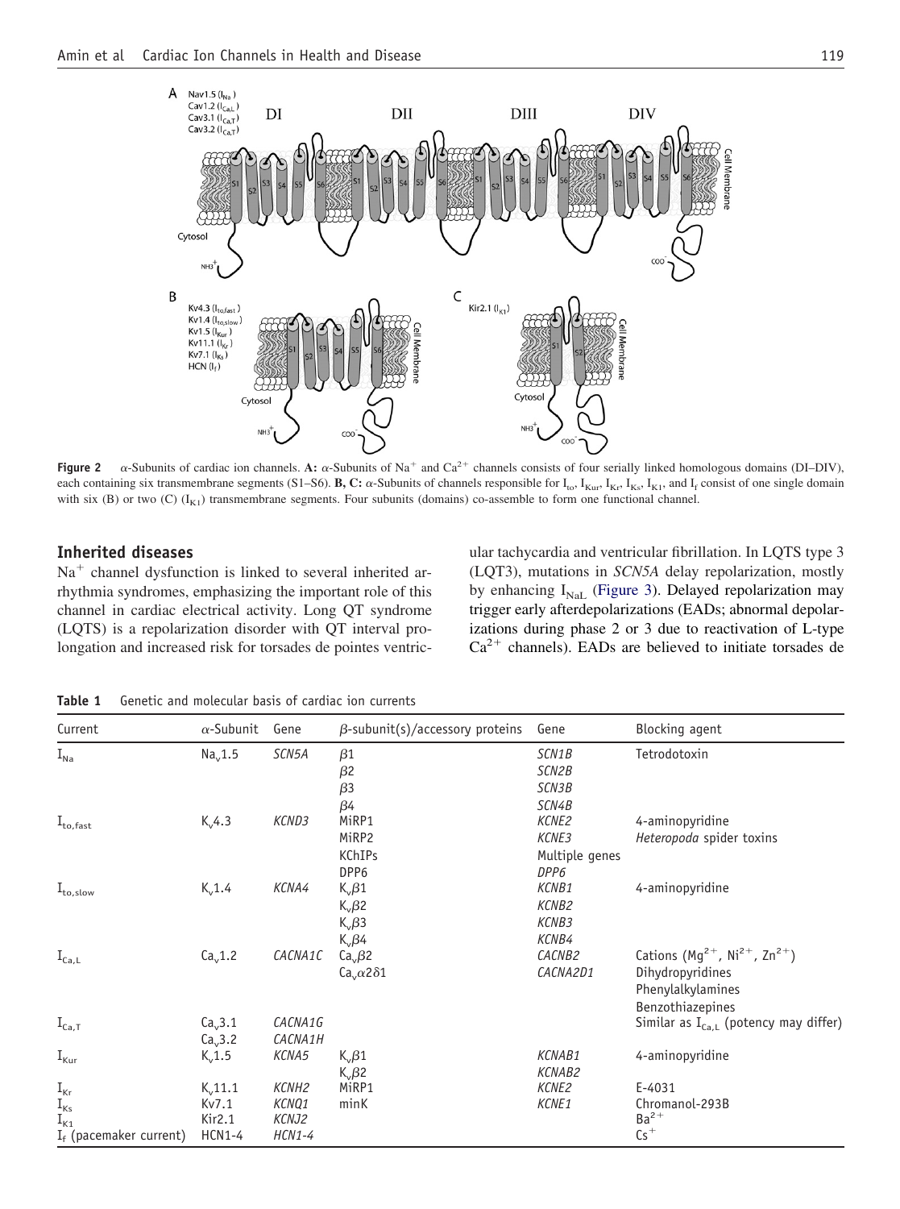**Figure 2** α-Subunits of cardiac ion channels. **A:** α-Subunits of $Na^+$ and $Ca^{2+}$ channels consists of four serially linked homologous domains (DI–DIV), each containing six transmembrane segments (S1–S6). **B, C:** α-Subunits of channels responsible for $I_{to}$, $I_{Kur}$, $I_{Kr}$, $I_{Ks}$, $I_{K1}$, and $I_f$ consist of one single domain with six (B) or two (C) ($I_{K1}$) transmembrane segments. Four subunits (domains) co-assemble to form one functional channel.

## Inherited diseases

$Na^+$ channel dysfunction is linked to several inherited arrhythmia syndromes, emphasizing the important role of this channel in cardiac electrical activity. Long QT syndrome (LQTS) is a repolarization disorder with QT interval prolongation and increased risk for torsades de pointes ventricular tachycardia and ventricular fibrillation. In LQTS type 3 (LQT3), mutations in *SCN5A* delay repolarization, mostly by enhancing $I_{NaL}$ (Figure 3). Delayed repolarization may trigger early afterdepolarizations (EADs; abnormal depolarizations during phase 2 or 3 due to reactivation of L-type $Ca^{2+}$ channels). EADs are believed to initiate torsades de

**Table 1** Genetic and molecular basis of cardiac ion currents

| Current | α-Subunit | Gene | β-subunit(s)/accessory proteins | Gene | Blocking agent |
|---|---|---|---|---|---|
| $I_{Na}$ | $Na_v1.5$ | *SCN5A* | β1 | *SCN1B* | Tetrodotoxin |
| | | | β2 | *SCN2B* | |
| | | | β3 | *SCN3B* | |
| | | | β4 | *SCN4B* | |
| $I_{to,fast}$ | $K_v4.3$ | *KCND3* | MiRP1 | *KCNE2* | 4-aminopyridine |
| | | | MiRP2 | *KCNE3* | *Heteropoda* spider toxins |
| | | | KChIPs | Multiple genes | |
| | | | DPP6 | *DPP6* | |
| $I_{to,slow}$ | $K_v1.4$ | *KCNA4* | $K_v\beta1$ | *KCNB1* | 4-aminopyridine |
| | | | $K_v\beta2$ | *KCNB2* | |
| | | | $K_v\beta3$ | *KCNB3* | |
| | | | $K_v\beta4$ | *KCNB4* | |
| $I_{Ca,L}$ | $Ca_v1.2$ | *CACNA1C* | $Ca_v\beta2$ | *CACNB2* | Cations ($Mg^{2+}$, $Ni^{2+}$, $Zn^{2+}$) |
| | | | $Ca_v\alpha2\delta1$ | *CACNA2D1* | Dihydropyridines |
| | | | | | Phenylalkylamines |
| | | | | | Benzothiazepines |
| $I_{Ca,T}$ | $Ca_v3.1$ | *CACNA1G* | | | Similar as $I_{Ca,L}$ (potency may differ) |
| | $Ca_v3.2$ | *CACNA1H* | | | |
| $I_{Kur}$ | $K_v1.5$ | *KCNA5* | $K_v\beta1$ | *KCNAB1* | 4-aminopyridine |
| | | | $K_v\beta2$ | *KCNAB2* | |
| $I_{Kr}$ | $K_v11.1$ | *KCNH2* | MiRP1 | *KCNE2* | E-4031 |
| $I_{Ks}$ | Kv7.1 | *KCNQ1* | minK | *KCNE1* | Chromanol-293B |
| $I_{K1}$ | Kir2.1 | *KCNJ2* | | | $Ba^{2+}$ |
| $I_f$ (pacemaker current) | HCN1-4 | *HCN1-4* | | | $Cs^+$ |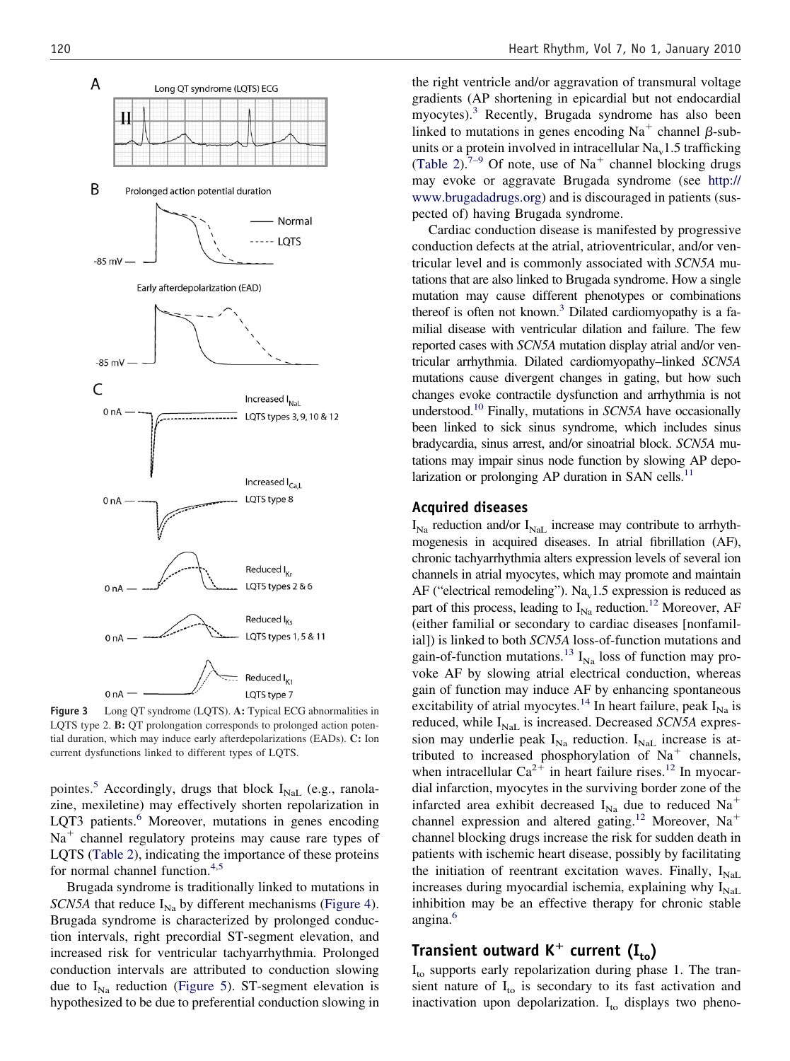Figure 3 Long QT syndrome (LQTS). **A:** Typical ECG abnormalities in LQTS type 2. **B:** QT prolongation corresponds to prolonged action potential duration, which may induce early afterdepolarizations (EADs). **C:** Ion current dysfunctions linked to different types of LQTS.

pointes.[5] Accordingly, drugs that block $I_{NaL}$ (e.g., ranolazine, mexiletine) may effectively shorten repolarization in LQT3 patients.[6] Moreover, mutations in genes encoding $Na^+$ channel regulatory proteins may cause rare types of LQTS (Table 2), indicating the importance of these proteins for normal channel function.[4,5]

Brugada syndrome is traditionally linked to mutations in *SCN5A* that reduce $I_{Na}$ by different mechanisms (Figure 4). Brugada syndrome is characterized by prolonged conduction intervals, right precordial ST-segment elevation, and increased risk for ventricular tachyarrhythmia. Prolonged conduction intervals are attributed to conduction slowing due to $I_{Na}$ reduction (Figure 5). ST-segment elevation is hypothesized to be due to preferential conduction slowing in the right ventricle and/or aggravation of transmural voltage gradients (AP shortening in epicardial but not endocardial myocytes).[3] Recently, Brugada syndrome has also been linked to mutations in genes encoding $Na^+$ channel β-subunits or a protein involved in intracellular $Na_v1.5$ trafficking (Table 2).[7–9] Of note, use of $Na^+$ channel blocking drugs may evoke or aggravate Brugada syndrome (see http://www.brugadadrugs.org) and is discouraged in patients (suspected of) having Brugada syndrome.

Cardiac conduction disease is manifested by progressive conduction defects at the atrial, atrioventricular, and/or ventricular level and is commonly associated with *SCN5A* mutations that are also linked to Brugada syndrome. How a single mutation may cause different phenotypes or combinations thereof is often not known.[3] Dilated cardiomyopathy is a familial disease with ventricular dilation and failure. The few reported cases with *SCN5A* mutation display atrial and/or ventricular arrhythmia. Dilated cardiomyopathy–linked *SCN5A* mutations cause divergent changes in gating, but how such changes evoke contractile dysfunction and arrhythmia is not understood.[10] Finally, mutations in *SCN5A* have occasionally been linked to sick sinus syndrome, which includes sinus bradycardia, sinus arrest, and/or sinoatrial block. *SCN5A* mutations may impair sinus node function by slowing AP depolarization or prolonging AP duration in SAN cells.[11]

### Acquired diseases

$I_{Na}$ reduction and/or $I_{NaL}$ increase may contribute to arrhythmogenesis in acquired diseases. In atrial fibrillation (AF), chronic tachyarrhythmia alters expression levels of several ion channels in atrial myocytes, which may promote and maintain AF ("electrical remodeling"). $Na_v1.5$ expression is reduced as part of this process, leading to $I_{Na}$ reduction.[12] Moreover, AF (either familial or secondary to cardiac diseases [nonfamilial]) is linked to both *SCN5A* loss-of-function mutations and gain-of-function mutations.[13] $I_{Na}$ loss of function may provoke AF by slowing atrial electrical conduction, whereas gain of function may induce AF by enhancing spontaneous excitability of atrial myocytes.[14] In heart failure, peak $I_{Na}$ is reduced, while $I_{NaL}$ is increased. Decreased *SCN5A* expression may underlie peak $I_{Na}$ reduction. $I_{NaL}$ increase is attributed to increased phosphorylation of $Na^+$ channels, when intracellular $Ca^{2+}$ in heart failure rises.[12] In myocardial infarction, myocytes in the surviving border zone of the infarcted area exhibit decreased $I_{Na}$ due to reduced $Na^+$ channel expression and altered gating.[12] Moreover, $Na^+$ channel blocking drugs increase the risk for sudden death in patients with ischemic heart disease, possibly by facilitating the initiation of reentrant excitation waves. Finally, $I_{NaL}$ increases during myocardial ischemia, explaining why $I_{NaL}$ inhibition may be an effective therapy for chronic stable angina.[6]

## Transient outward $K^+$ current ($I_{to}$)

$I_{to}$ supports early repolarization during phase 1. The transient nature of $I_{to}$ is secondary to its fast activation and inactivation upon depolarization. $I_{to}$ displays two pheno-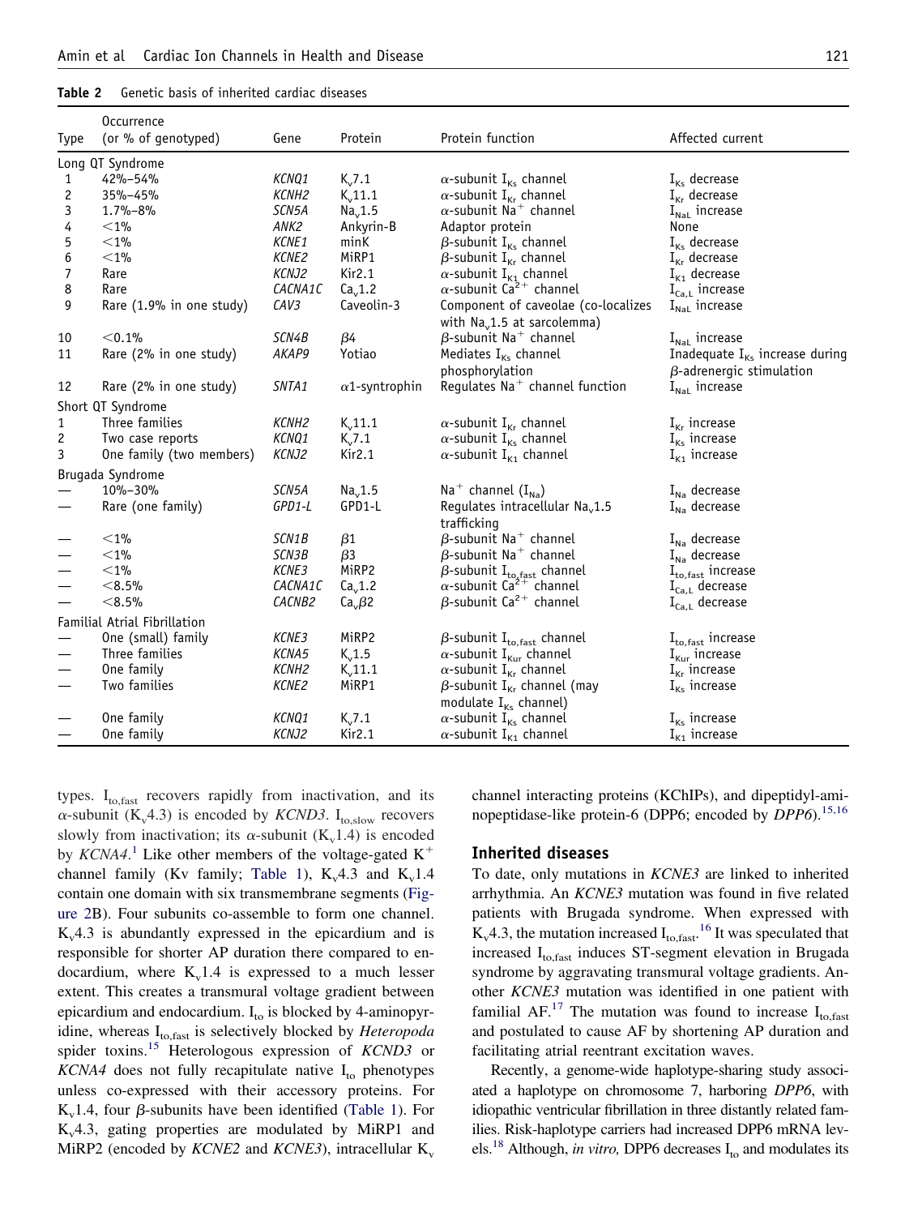**Table 2** Genetic basis of inherited cardiac diseases

| Type | Occurrence (or % of genotyped) | Gene | Protein | Protein function | Affected current |
|---|---|---|---|---|---|
| Long QT Syndrome | | | | | |
| 1 | 42%–54% | *KCNQ1* | $K_v7.1$ | α-subunit $I_{Ks}$ channel | $I_{Ks}$ decrease |
| 2 | 35%–45% | *KCNH2* | $K_v11.1$ | α-subunit $I_{Kr}$ channel | $I_{Kr}$ decrease |
| 3 | 1.7%–8% | *SCN5A* | $Na_v1.5$ | α-subunit $Na^+$ channel | $I_{NaL}$ increase |
| 4 | <1% | *ANK2* | Ankyrin-B | Adaptor protein | None |
| 5 | <1% | *KCNE1* | minK | β-subunit $I_{Ks}$ channel | $I_{Ks}$ decrease |
| 6 | <1% | *KCNE2* | MiRP1 | β-subunit $I_{Kr}$ channel | $I_{Kr}$ decrease |
| 7 | Rare | *KCNJ2* | Kir2.1 | α-subunit $I_{K1}$ channel | $I_{K1}$ decrease |
| 8 | Rare | *CACNA1C* | $Ca_v1.2$ | α-subunit $Ca^{2+}$ channel | $I_{Ca,L}$ increase |
| 9 | Rare (1.9% in one study) | *CAV3* | Caveolin-3 | Component of caveolae (co-localizes with $Na_v1.5$ at sarcolemma) | $I_{NaL}$ increase |
| 10 | <0.1% | *SCN4B* | β4 | β-subunit $Na^+$ channel | $I_{NaL}$ increase |
| 11 | Rare (2% in one study) | *AKAP9* | Yotiao | Mediates $I_{Ks}$ channel phosphorylation | Inadequate $I_{Ks}$ increase during β-adrenergic stimulation |
| 12 | Rare (2% in one study) | *SNTA1* | α1-syntrophin | Regulates $Na^+$ channel function | $I_{NaL}$ increase |
| Short QT Syndrome | | | | | |
| 1 | Three families | *KCNH2* | $K_v11.1$ | α-subunit $I_{Kr}$ channel | $I_{Kr}$ increase |
| 2 | Two case reports | *KCNQ1* | $K_v7.1$ | α-subunit $I_{Ks}$ channel | $I_{Ks}$ increase |
| 3 | One family (two members) | *KCNJ2* | Kir2.1 | α-subunit $I_{K1}$ channel | $I_{K1}$ increase |
| Brugada Syndrome | | | | | |
| — | 10%–30% | *SCN5A* | $Na_v1.5$ | $Na^+$ channel ($I_{Na}$) | $I_{Na}$ decrease |
| — | Rare (one family) | *GPD1-L* | GPD1-L | Regulates intracellular $Na_v1.5$ trafficking | $I_{Na}$ decrease |
| — | <1% | *SCN1B* | β1 | β-subunit $Na^+$ channel | $I_{Na}$ decrease |
| — | <1% | *SCN3B* | β3 | β-subunit $Na^+$ channel | $I_{Na}$ decrease |
| — | <1% | *KCNE3* | MiRP2 | β-subunit $I_{to,fast}$ channel | $I_{to,fast}$ increase |
| — | <8.5% | *CACNA1C* | $Ca_v1.2$ | α-subunit $Ca^{2+}$ channel | $I_{Ca,L}$ decrease |
| — | <8.5% | *CACNB2* | $Ca_v\beta2$ | β-subunit $Ca^{2+}$ channel | $I_{Ca,L}$ decrease |
| Familial Atrial Fibrillation | | | | | |
| — | One (small) family | *KCNE3* | MiRP2 | β-subunit $I_{to,fast}$ channel | $I_{to,fast}$ increase |
| — | Three families | *KCNA5* | $K_v1.5$ | α-subunit $I_{Kur}$ channel | $I_{Kur}$ increase |
| — | One family | *KCNH2* | $K_v11.1$ | α-subunit $I_{Kr}$ channel | $I_{Kr}$ increase |
| — | Two families | *KCNE2* | MiRP1 | β-subunit $I_{Kr}$ channel (may modulate $I_{Ks}$ channel) | $I_{Ks}$ increase |
| — | One family | *KCNQ1* | $K_v7.1$ | α-subunit $I_{Ks}$ channel | $I_{Ks}$ increase |
| — | One family | *KCNJ2* | Kir2.1 | α-subunit $I_{K1}$ channel | $I_{K1}$ increase |

types. $I_{to,fast}$ recovers rapidly from inactivation, and its α-subunit ($K_v4.3$) is encoded by *KCND3*. $I_{to,slow}$ recovers slowly from inactivation; its α-subunit ($K_v1.4$) is encoded by *KCNA4*.[1] Like other members of the voltage-gated $K^+$ channel family (Kv family; Table 1), $K_v4.3$ and $K_v1.4$ contain one domain with six transmembrane segments (Figure 2B). Four subunits co-assemble to form one channel. $K_v4.3$ is abundantly expressed in the epicardium and is responsible for shorter AP duration there compared to endocardium, where $K_v1.4$ is expressed to a much lesser extent. This creates a transmural voltage gradient between epicardium and endocardium. $I_{to}$ is blocked by 4-aminopyridine, whereas $I_{to,fast}$ is selectively blocked by *Heteropoda* spider toxins.[15] Heterologous expression of *KCND3* or *KCNA4* does not fully recapitulate native $I_{to}$ phenotypes unless co-expressed with their accessory proteins. For $K_v1.4$, four β-subunits have been identified (Table 1). For $K_v4.3$, gating properties are modulated by MiRP1 and MiRP2 (encoded by *KCNE2* and *KCNE3*), intracellular $K_v$ channel interacting proteins (KChIPs), and dipeptidyl-aminopeptidase-like protein-6 (DPP6; encoded by *DPP6*).[15,16]

### Inherited diseases

To date, only mutations in *KCNE3* are linked to inherited arrhythmia. An *KCNE3* mutation was found in five related patients with Brugada syndrome. When expressed with $K_v4.3$, the mutation increased $I_{to,fast}$.[16] It was speculated that increased $I_{to,fast}$ induces ST-segment elevation in Brugada syndrome by aggravating transmural voltage gradients. Another *KCNE3* mutation was identified in one patient with familial AF.[17] The mutation was found to increase $I_{to,fast}$ and postulated to cause AF by shortening AP duration and facilitating atrial reentrant excitation waves.

Recently, a genome-wide haplotype-sharing study associated a haplotype on chromosome 7, harboring *DPP6*, with idiopathic ventricular fibrillation in three distantly related families. Risk-haplotype carriers had increased DPP6 mRNA levels.[18] Although, *in vitro,* DPP6 decreases $I_{to}$ and modulates its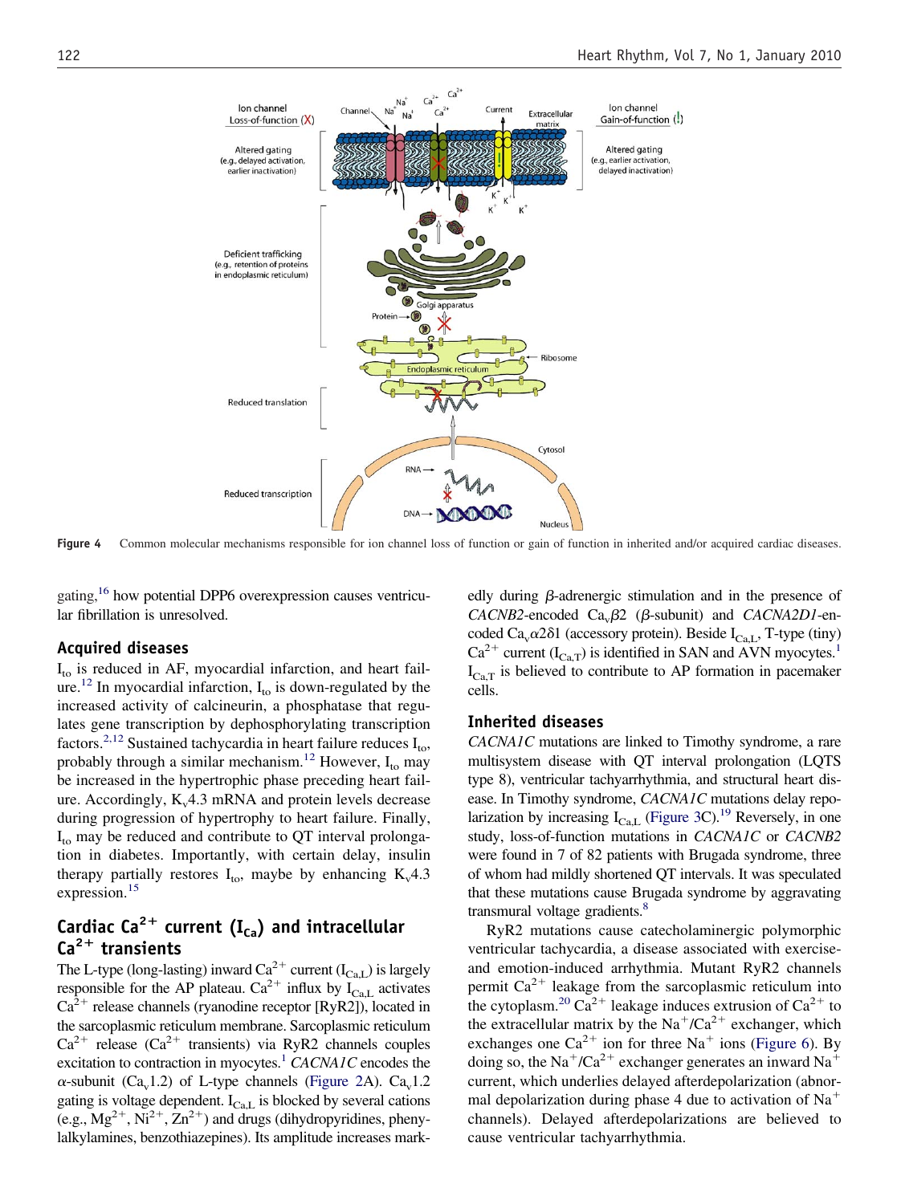**Figure 4** Common molecular mechanisms responsible for ion channel loss of function or gain of function in inherited and/or acquired cardiac diseases.

gating,[16] how potential DPP6 overexpression causes ventricular fibrillation is unresolved.

### Acquired diseases

$I_{to}$ is reduced in AF, myocardial infarction, and heart failure.[12] In myocardial infarction, $I_{to}$ is down-regulated by the increased activity of calcineurin, a phosphatase that regulates gene transcription by dephosphorylating transcription factors.[2,12] Sustained tachycardia in heart failure reduces $I_{to}$, probably through a similar mechanism.[12] However, $I_{to}$ may be increased in the hypertrophic phase preceding heart failure. Accordingly, $K_v4.3$ mRNA and protein levels decrease during progression of hypertrophy to heart failure. Finally, $I_{to}$ may be reduced and contribute to QT interval prolongation in diabetes. Importantly, with certain delay, insulin therapy partially restores $I_{to}$, maybe by enhancing $K_v4.3$ expression.[15]

## Cardiac $Ca^{2+}$ current ($I_{Ca}$) and intracellular $Ca^{2+}$ transients

The L-type (long-lasting) inward $Ca^{2+}$ current ($I_{Ca,L}$) is largely responsible for the AP plateau. $Ca^{2+}$ influx by $I_{Ca,L}$ activates $Ca^{2+}$ release channels (ryanodine receptor [RyR2]), located in the sarcoplasmic reticulum membrane. Sarcoplasmic reticulum $Ca^{2+}$ release ($Ca^{2+}$ transients) via RyR2 channels couples excitation to contraction in myocytes.[1] *CACNA1C* encodes the α-subunit ($Ca_v1.2$) of L-type channels (Figure 2A). $Ca_v1.2$ gating is voltage dependent. $I_{Ca,L}$ is blocked by several cations (e.g., $Mg^{2+}$, $Ni^{2+}$, $Zn^{2+}$) and drugs (dihydropyridines, phenylalkylamines, benzothiazepines). Its amplitude increases markedly during β-adrenergic stimulation and in the presence of *CACNB2*-encoded $Ca_v\beta2$ (β-subunit) and *CACNA2D1*-encoded $Ca_v\alpha2\delta1$ (accessory protein). Beside $I_{Ca,L}$, T-type (tiny) $Ca^{2+}$ current ($I_{Ca,T}$) is identified in SAN and AVN myocytes.[1] $I_{Ca,T}$ is believed to contribute to AP formation in pacemaker cells.

### Inherited diseases

*CACNA1C* mutations are linked to Timothy syndrome, a rare multisystem disease with QT interval prolongation (LQTS type 8), ventricular tachyarrhythmia, and structural heart disease. In Timothy syndrome, *CACNA1C* mutations delay repolarization by increasing $I_{Ca,L}$ (Figure 3C).[19] Reversely, in one study, loss-of-function mutations in *CACNA1C* or *CACNB2* were found in 7 of 82 patients with Brugada syndrome, three of whom had mildly shortened QT intervals. It was speculated that these mutations cause Brugada syndrome by aggravating transmural voltage gradients.[8]

RyR2 mutations cause catecholaminergic polymorphic ventricular tachycardia, a disease associated with exercise- and emotion-induced arrhythmia. Mutant RyR2 channels permit $Ca^{2+}$ leakage from the sarcoplasmic reticulum into the cytoplasm.[20] $Ca^{2+}$ leakage induces extrusion of $Ca^{2+}$ to the extracellular matrix by the $Na^+/Ca^{2+}$ exchanger, which exchanges one $Ca^{2+}$ ion for three $Na^+$ ions (Figure 6). By doing so, the $Na^+/Ca^{2+}$ exchanger generates an inward $Na^+$ current, which underlies delayed afterdepolarization (abnormal depolarization during phase 4 due to activation of $Na^+$ channels). Delayed afterdepolarizations are believed to cause ventricular tachyarrhythmia.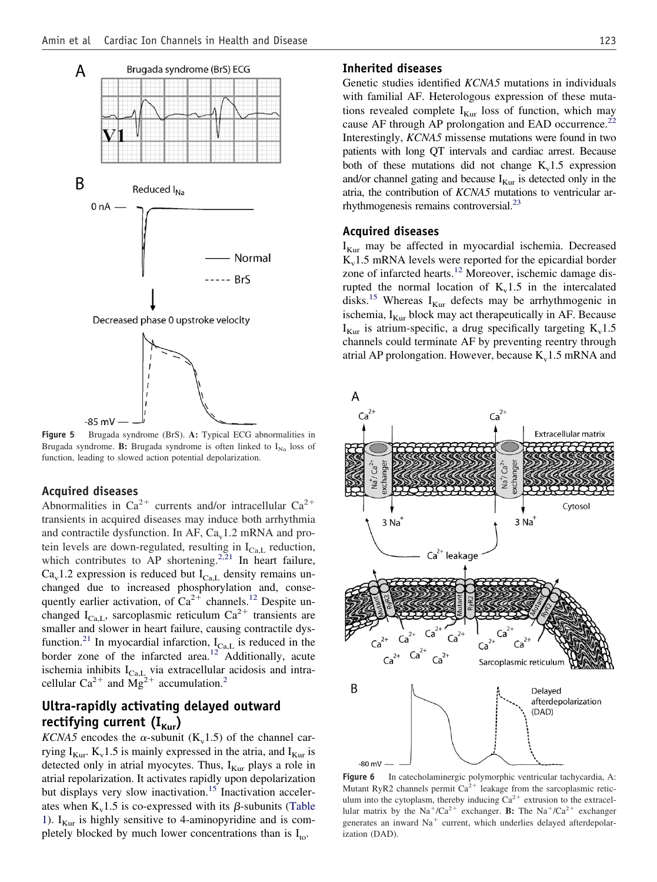Figure 5 Brugada syndrome (BrS). **A:** Typical ECG abnormalities in Brugada syndrome. **B:** Brugada syndrome is often linked to $I_{Na}$ loss of function, leading to slowed action potential depolarization.

### Acquired diseases

Abnormalities in $Ca^{2+}$ currents and/or intracellular $Ca^{2+}$ transients in acquired diseases may induce both arrhythmia and contractile dysfunction. In AF, $Ca_v1.2$ mRNA and protein levels are down-regulated, resulting in $I_{Ca,L}$ reduction, which contributes to AP shortening.[2,21] In heart failure, $Ca_v1.2$ expression is reduced but $I_{Ca,L}$ density remains unchanged due to increased phosphorylation and, consequently earlier activation, of $Ca^{2+}$ channels.[12] Despite unchanged $I_{Ca,L}$, sarcoplasmic reticulum $Ca^{2+}$ transients are smaller and slower in heart failure, causing contractile dysfunction.[21] In myocardial infarction, $I_{Ca,L}$ is reduced in the border zone of the infarcted area.[12] Additionally, acute ischemia inhibits $I_{Ca,L}$ via extracellular acidosis and intracellular $Ca^{2+}$ and $Mg^{2+}$ accumulation.[2]

## Ultra-rapidly activating delayed outward rectifying current ($I_{Kur}$)

*KCNA5* encodes the $\alpha$-subunit ($K_v1.5$) of the channel carrying $I_{Kur}$. $K_v1.5$ is mainly expressed in the atria, and $I_{Kur}$ is detected only in atrial myocytes. Thus, $I_{Kur}$ plays a role in atrial repolarization. It activates rapidly upon depolarization but displays very slow inactivation.[15] Inactivation accelerates when $K_v1.5$ is co-expressed with its $\beta$-subunits (Table 1). $I_{Kur}$ is highly sensitive to 4-aminopyridine and is completely blocked by much lower concentrations than is $I_{to}$.

### Inherited diseases

Genetic studies identified *KCNA5* mutations in individuals with familial AF. Heterologous expression of these mutations revealed complete $I_{Kur}$ loss of function, which may cause AF through AP prolongation and EAD occurrence.[22] Interestingly, *KCNA5* missense mutations were found in two patients with long QT intervals and cardiac arrest. Because both of these mutations did not change $K_v1.5$ expression and/or channel gating and because $I_{Kur}$ is detected only in the atria, the contribution of *KCNA5* mutations to ventricular arrhythmogenesis remains controversial.[23]

### Acquired diseases

$I_{Kur}$ may be affected in myocardial ischemia. Decreased $K_v1.5$ mRNA levels were reported for the epicardial border zone of infarcted hearts.[12] Moreover, ischemic damage disrupted the normal location of $K_v1.5$ in the intercalated disks.[15] Whereas $I_{Kur}$ defects may be arrhythmogenic in ischemia, $I_{Kur}$ block may act therapeutically in AF. Because $I_{Kur}$ is atrium-specific, a drug specifically targeting $K_v1.5$ channels could terminate AF by preventing reentry through atrial AP prolongation. However, because $K_v1.5$ mRNA and

Figure 6 In catecholaminergic polymorphic ventricular tachycardia, A: Mutant RyR2 channels permit $Ca^{2+}$ leakage from the sarcoplasmic reticulum into the cytoplasm, thereby inducing $Ca^{2+}$ extrusion to the extracellular matrix by the $Na^+/Ca^{2+}$ exchanger. **B:** The $Na^+/Ca^{2+}$ exchanger generates an inward $Na^+$ current, which underlies delayed afterdepolarization (DAD).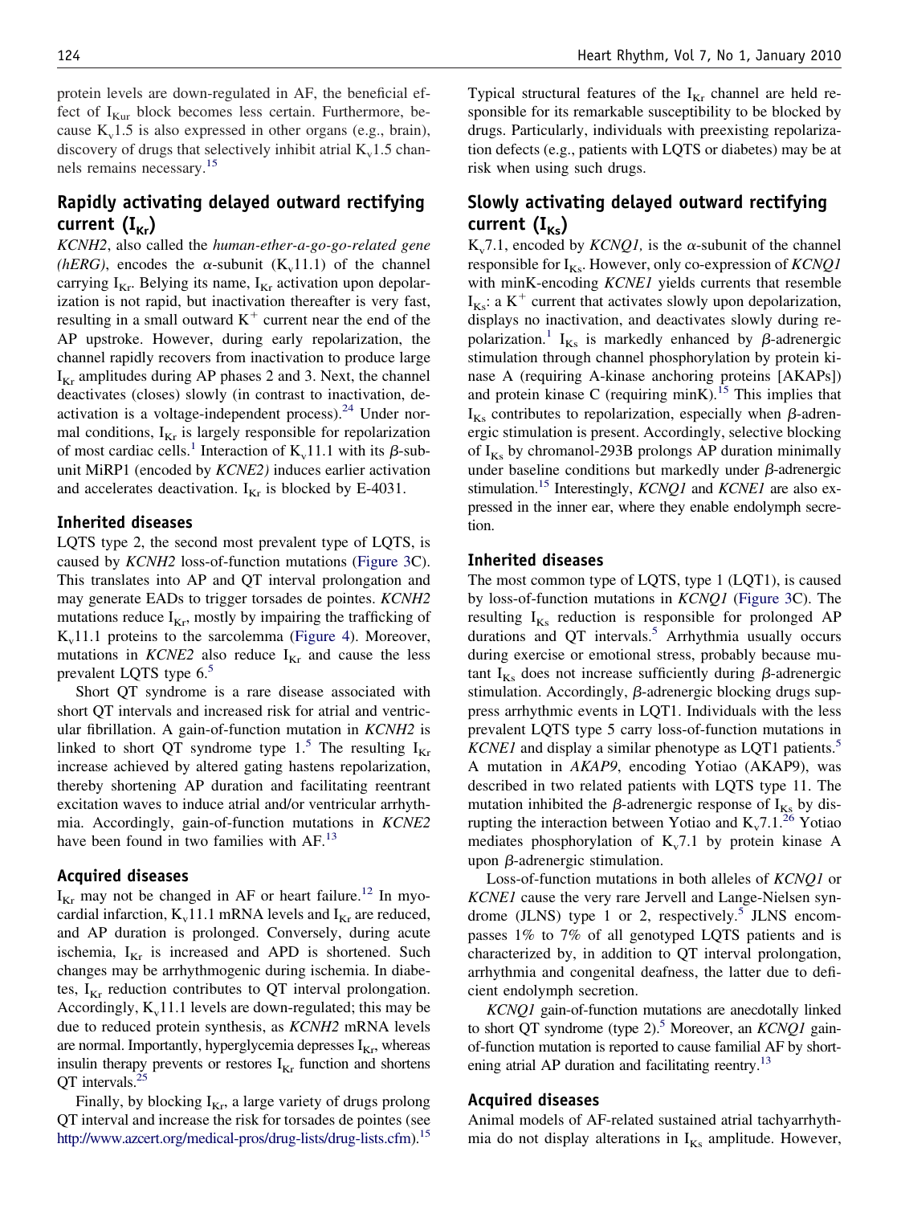protein levels are down-regulated in AF, the beneficial effect of $I_{Kur}$ block becomes less certain. Furthermore, because $K_v1.5$ is also expressed in other organs (e.g., brain), discovery of drugs that selectively inhibit atrial $K_v1.5$ channels remains necessary.[15]

## Rapidly activating delayed outward rectifying current ($I_{Kr}$)

*KCNH2*, also called the *human-ether-a-go-go-related gene (hERG)*, encodes the α-subunit ($K_v11.1$) of the channel carrying $I_{Kr}$. Belying its name, $I_{Kr}$ activation upon depolarization is not rapid, but inactivation thereafter is very fast, resulting in a small outward $K^+$ current near the end of the AP upstroke. However, during early repolarization, the channel rapidly recovers from inactivation to produce large $I_{Kr}$ amplitudes during AP phases 2 and 3. Next, the channel deactivates (closes) slowly (in contrast to inactivation, deactivation is a voltage-independent process).[24] Under normal conditions, $I_{Kr}$ is largely responsible for repolarization of most cardiac cells.[1] Interaction of $K_v11.1$ with its β-subunit MiRP1 (encoded by *KCNE2)* induces earlier activation and accelerates deactivation. $I_{Kr}$ is blocked by E-4031.

### Inherited diseases

LQTS type 2, the second most prevalent type of LQTS, is caused by *KCNH2* loss-of-function mutations (Figure 3C). This translates into AP and QT interval prolongation and may generate EADs to trigger torsades de pointes. *KCNH2* mutations reduce $I_{Kr}$, mostly by impairing the trafficking of $K_v11.1$ proteins to the sarcolemma (Figure 4). Moreover, mutations in *KCNE2* also reduce $I_{Kr}$ and cause the less prevalent LQTS type 6.[5]

Short QT syndrome is a rare disease associated with short QT intervals and increased risk for atrial and ventricular fibrillation. A gain-of-function mutation in *KCNH2* is linked to short QT syndrome type 1.[5] The resulting $I_{Kr}$ increase achieved by altered gating hastens repolarization, thereby shortening AP duration and facilitating reentrant excitation waves to induce atrial and/or ventricular arrhythmia. Accordingly, gain-of-function mutations in *KCNE2* have been found in two families with AF.[13]

### Acquired diseases

$I_{Kr}$ may not be changed in AF or heart failure.[12] In myocardial infarction, $K_v11.1$ mRNA levels and $I_{Kr}$ are reduced, and AP duration is prolonged. Conversely, during acute ischemia, $I_{Kr}$ is increased and APD is shortened. Such changes may be arrhythmogenic during ischemia. In diabetes, $I_{Kr}$ reduction contributes to QT interval prolongation. Accordingly, $K_v11.1$ levels are down-regulated; this may be due to reduced protein synthesis, as *KCNH2* mRNA levels are normal. Importantly, hyperglycemia depresses $I_{Kr}$, whereas insulin therapy prevents or restores $I_{Kr}$ function and shortens QT intervals.[25]

Finally, by blocking $I_{Kr}$, a large variety of drugs prolong QT interval and increase the risk for torsades de pointes (see http://www.azcert.org/medical-pros/drug-lists/drug-lists.cfm).[15] Typical structural features of the $I_{Kr}$ channel are held responsible for its remarkable susceptibility to be blocked by drugs. Particularly, individuals with preexisting repolarization defects (e.g., patients with LQTS or diabetes) may be at risk when using such drugs.

## Slowly activating delayed outward rectifying current ($I_{Ks}$)

$K_v7.1$, encoded by *KCNQ1,* is the α-subunit of the channel responsible for $I_{Ks}$. However, only co-expression of *KCNQ1* with minK-encoding *KCNE1* yields currents that resemble $I_{Ks}$: a $K^+$ current that activates slowly upon depolarization, displays no inactivation, and deactivates slowly during repolarization.[1] $I_{Ks}$ is markedly enhanced by β-adrenergic stimulation through channel phosphorylation by protein kinase A (requiring A-kinase anchoring proteins [AKAPs]) and protein kinase C (requiring minK).[15] This implies that $I_{Ks}$ contributes to repolarization, especially when β-adrenergic stimulation is present. Accordingly, selective blocking of $I_{Ks}$ by chromanol-293B prolongs AP duration minimally under baseline conditions but markedly under β-adrenergic stimulation.[15] Interestingly, *KCNQ1* and *KCNE1* are also expressed in the inner ear, where they enable endolymph secretion.

### Inherited diseases

The most common type of LQTS, type 1 (LQT1), is caused by loss-of-function mutations in *KCNQ1* (Figure 3C). The resulting $I_{Ks}$ reduction is responsible for prolonged AP durations and QT intervals.[5] Arrhythmia usually occurs during exercise or emotional stress, probably because mutant $I_{Ks}$ does not increase sufficiently during β-adrenergic stimulation. Accordingly, β-adrenergic blocking drugs suppress arrhythmic events in LQT1. Individuals with the less prevalent LQTS type 5 carry loss-of-function mutations in *KCNE1* and display a similar phenotype as LQT1 patients.[5] A mutation in *AKAP9*, encoding Yotiao (AKAP9), was described in two related patients with LQTS type 11. The mutation inhibited the β-adrenergic response of $I_{Ks}$ by disrupting the interaction between Yotiao and $K_v7.1$.[26] Yotiao mediates phosphorylation of $K_v7.1$ by protein kinase A upon β-adrenergic stimulation.

Loss-of-function mutations in both alleles of *KCNQ1* or *KCNE1* cause the very rare Jervell and Lange-Nielsen syndrome (JLNS) type 1 or 2, respectively.[5] JLNS encompasses 1% to 7% of all genotyped LQTS patients and is characterized by, in addition to QT interval prolongation, arrhythmia and congenital deafness, the latter due to deficient endolymph secretion.

*KCNQ1* gain-of-function mutations are anecdotally linked to short QT syndrome (type 2).[5] Moreover, an *KCNQ1* gain-of-function mutation is reported to cause familial AF by shortening atrial AP duration and facilitating reentry.[13]

### Acquired diseases

Animal models of AF-related sustained atrial tachyarrhythmia do not display alterations in $I_{Ks}$ amplitude. However,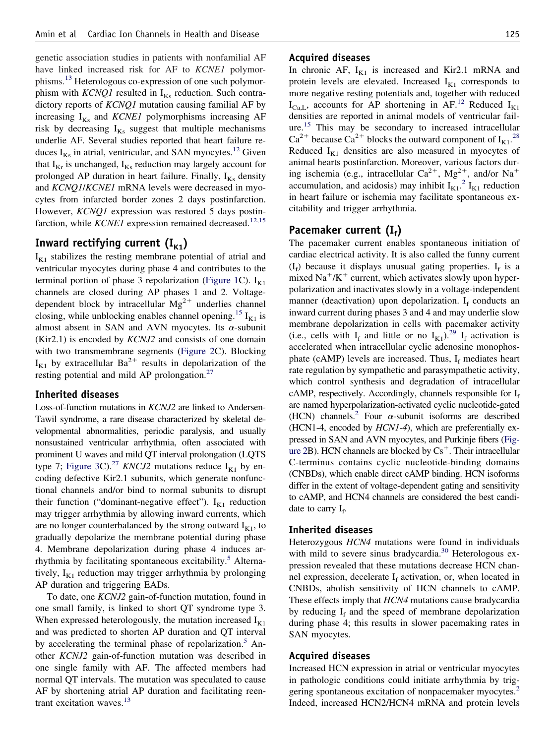genetic association studies in patients with nonfamilial AF have linked increased risk for AF to *KCNE1* polymorphisms.[13] Heterologous co-expression of one such polymorphism with *KCNQ1* resulted in $I_{Ks}$ reduction. Such contradictory reports of *KCNQ1* mutation causing familial AF by increasing $I_{Ks}$ and *KCNE1* polymorphisms increasing AF risk by decreasing $I_{Ks}$ suggest that multiple mechanisms underlie AF. Several studies reported that heart failure reduces $I_{Ks}$ in atrial, ventricular, and SAN myocytes.[12] Given that $I_{Kr}$ is unchanged, $I_{Ks}$ reduction may largely account for prolonged AP duration in heart failure. Finally, $I_{Ks}$ density and *KCNQ1*/*KCNE1* mRNA levels were decreased in myocytes from infarcted border zones 2 days postinfarction. However, *KCNQ1* expression was restored 5 days postinfarction, while *KCNE1* expression remained decreased.[12,15]

## Inward rectifying current ($I_{K1}$)

$I_{K1}$ stabilizes the resting membrane potential of atrial and ventricular myocytes during phase 4 and contributes to the terminal portion of phase 3 repolarization (Figure 1C). $I_{K1}$ channels are closed during AP phases 1 and 2. Voltage-dependent block by intracellular $Mg^{2+}$ underlies channel closing, while unblocking enables channel opening.[15] $I_{K1}$ is almost absent in SAN and AVN myocytes. Its α-subunit (Kir2.1) is encoded by *KCNJ2* and consists of one domain with two transmembrane segments (Figure 2C). Blocking $I_{K1}$ by extracellular $Ba^{2+}$ results in depolarization of the resting potential and mild AP prolongation.[27]

### Inherited diseases

Loss-of-function mutations in *KCNJ2* are linked to Andersen-Tawil syndrome, a rare disease characterized by skeletal developmental abnormalities, periodic paralysis, and usually nonsustained ventricular arrhythmia, often associated with prominent U waves and mild QT interval prolongation (LQTS type 7; Figure 3C).[27] *KNCJ2* mutations reduce $I_{K1}$ by encoding defective Kir2.1 subunits, which generate nonfunctional channels and/or bind to normal subunits to disrupt their function ("dominant-negative effect"). $I_{K1}$ reduction may trigger arrhythmia by allowing inward currents, which are no longer counterbalanced by the strong outward $I_{K1}$, to gradually depolarize the membrane potential during phase 4. Membrane depolarization during phase 4 induces arrhythmia by facilitating spontaneous excitability.[5] Alternatively, $I_{K1}$ reduction may trigger arrhythmia by prolonging AP duration and triggering EADs.

To date, one *KCNJ2* gain-of-function mutation, found in one small family, is linked to short QT syndrome type 3. When expressed heterologously, the mutation increased $I_{K1}$ and was predicted to shorten AP duration and QT interval by accelerating the terminal phase of repolarization.[5] Another *KCNJ2* gain-of-function mutation was described in one single family with AF. The affected members had normal QT intervals. The mutation was speculated to cause AF by shortening atrial AP duration and facilitating reentrant excitation waves.[13]

### Acquired diseases

In chronic AF, $I_{K1}$ is increased and Kir2.1 mRNA and protein levels are elevated. Increased $I_{K1}$ corresponds to more negative resting potentials and, together with reduced $I_{Ca,L}$, accounts for AP shortening in AF.[12] Reduced $I_{K1}$ densities are reported in animal models of ventricular failure.[15] This may be secondary to increased intracellular $Ca^{2+}$ because $Ca^{2+}$ blocks the outward component of $I_{K1}$.[28] Reduced $I_{K1}$ densities are also measured in myocytes of animal hearts postinfarction. Moreover, various factors during ischemia (e.g., intracellular $Ca^{2+}$, $Mg^{2+}$, and/or $Na^{+}$ accumulation, and acidosis) may inhibit $I_{K1}$.[2] $I_{K1}$ reduction in heart failure or ischemia may facilitate spontaneous excitability and trigger arrhythmia.

## Pacemaker current ($I_f$)

The pacemaker current enables spontaneous initiation of cardiac electrical activity. It is also called the funny current ($I_f$) because it displays unusual gating properties. $I_f$ is a mixed $Na^{+}$/$K^{+}$ current, which activates slowly upon hyperpolarization and inactivates slowly in a voltage-independent manner (deactivation) upon depolarization. $I_f$ conducts an inward current during phases 3 and 4 and may underlie slow membrane depolarization in cells with pacemaker activity (i.e., cells with $I_f$ and little or no $I_{K1}$).[29] $I_f$ activation is accelerated when intracellular cyclic adenosine monophosphate (cAMP) levels are increased. Thus, $I_f$ mediates heart rate regulation by sympathetic and parasympathetic activity, which control synthesis and degradation of intracellular cAMP, respectively. Accordingly, channels responsible for $I_f$ are named hyperpolarization-activated cyclic nucleotide-gated (HCN) channels.[2] Four α-subunit isoforms are described (HCN1-4, encoded by *HCN1-4*), which are preferentially expressed in SAN and AVN myocytes, and Purkinje fibers (Figure 2B). HCN channels are blocked by $Cs^{+}$. Their intracellular C-terminus contains cyclic nucleotide-binding domains (CNBDs), which enable direct cAMP binding. HCN isoforms differ in the extent of voltage-dependent gating and sensitivity to cAMP, and HCN4 channels are considered the best candidate to carry $I_f$.

### Inherited diseases

Heterozygous *HCN4* mutations were found in individuals with mild to severe sinus bradycardia.[30] Heterologous expression revealed that these mutations decrease HCN channel expression, decelerate $I_f$ activation, or, when located in CNBDs, abolish sensitivity of HCN channels to cAMP. These effects imply that *HCN4* mutations cause bradycardia by reducing $I_f$ and the speed of membrane depolarization during phase 4; this results in slower pacemaking rates in SAN myocytes.

### Acquired diseases

Increased HCN expression in atrial or ventricular myocytes in pathologic conditions could initiate arrhythmia by triggering spontaneous excitation of nonpacemaker myocytes.[2] Indeed, increased HCN2/HCN4 mRNA and protein levels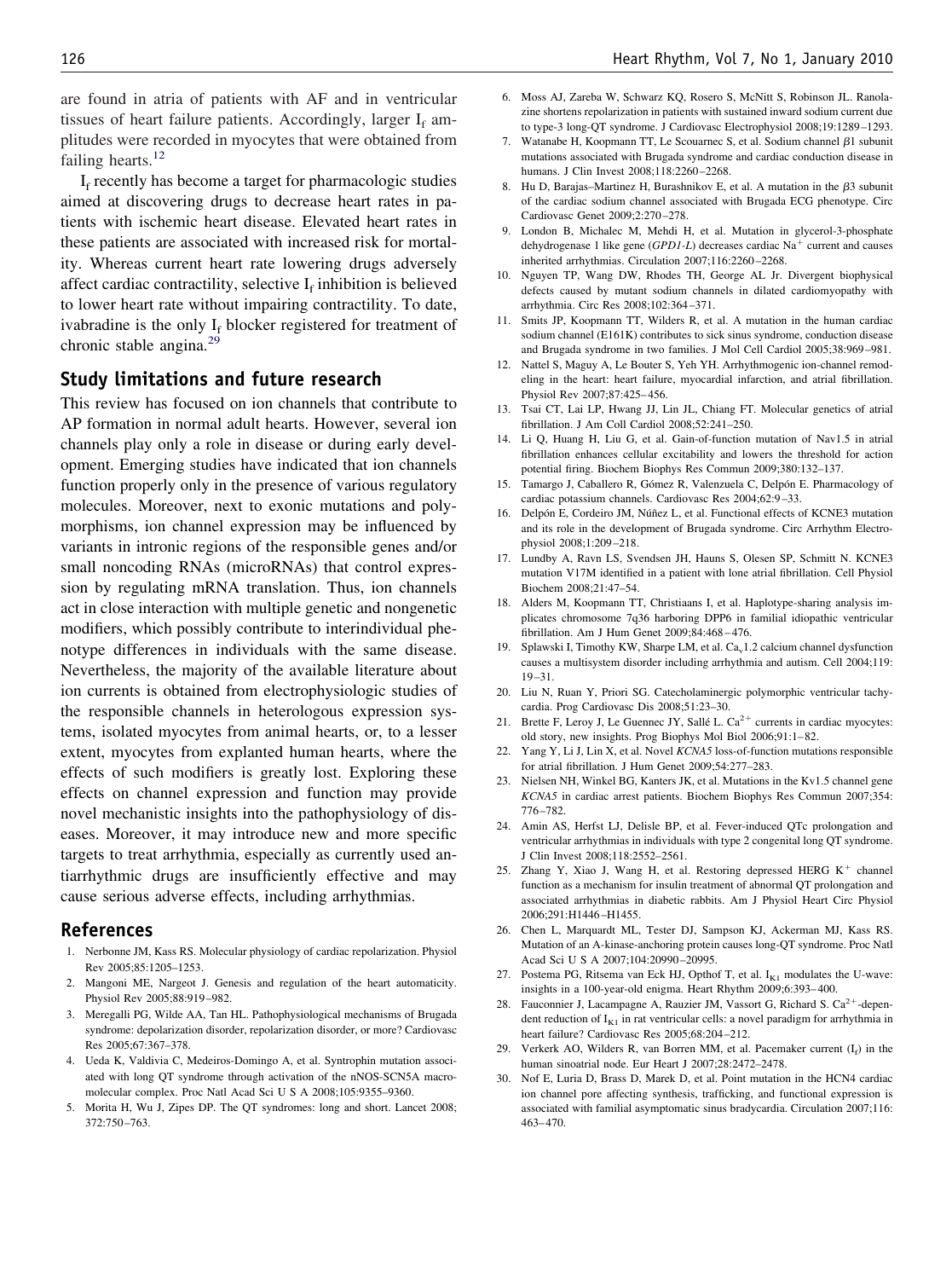are found in atria of patients with AF and in ventricular tissues of heart failure patients. Accordingly, larger $I_f$ amplitudes were recorded in myocytes that were obtained from failing hearts.[12]

$I_f$ recently has become a target for pharmacologic studies aimed at discovering drugs to decrease heart rates in patients with ischemic heart disease. Elevated heart rates in these patients are associated with increased risk for mortality. Whereas current heart rate lowering drugs adversely affect cardiac contractility, selective $I_f$ inhibition is believed to lower heart rate without impairing contractility. To date, ivabradine is the only $I_f$ blocker registered for treatment of chronic stable angina.[29]

## Study limitations and future research

This review has focused on ion channels that contribute to AP formation in normal adult hearts. However, several ion channels play only a role in disease or during early development. Emerging studies have indicated that ion channels function properly only in the presence of various regulatory molecules. Moreover, next to exonic mutations and polymorphisms, ion channel expression may be influenced by variants in intronic regions of the responsible genes and/or small noncoding RNAs (microRNAs) that control expression by regulating mRNA translation. Thus, ion channels act in close interaction with multiple genetic and nongenetic modifiers, which possibly contribute to interindividual phenotype differences in individuals with the same disease. Nevertheless, the majority of the available literature about ion currents is obtained from electrophysiologic studies of the responsible channels in heterologous expression systems, isolated myocytes from animal hearts, or, to a lesser extent, myocytes from explanted human hearts, where the effects of such modifiers is greatly lost. Exploring these effects on channel expression and function may provide novel mechanistic insights into the pathophysiology of diseases. Moreover, it may introduce new and more specific targets to treat arrhythmia, especially as currently used antiarrhythmic drugs are insufficiently effective and may cause serious adverse effects, including arrhythmias.

## References

1. Nerbonne JM, Kass RS. Molecular physiology of cardiac repolarization. Physiol Rev 2005;85:1205–1253.
2. Mangoni ME, Nargeot J. Genesis and regulation of the heart automaticity. Physiol Rev 2005;88:919–982.
3. Meregalli PG, Wilde AA, Tan HL. Pathophysiological mechanisms of Brugada syndrome: depolarization disorder, repolarization disorder, or more? Cardiovasc Res 2005;67:367–378.
4. Ueda K, Valdivia C, Medeiros-Domingo A, et al. Syntrophin mutation associated with long QT syndrome through activation of the nNOS-SCN5A macromolecular complex. Proc Natl Acad Sci U S A 2008;105:9355–9360.
5. Morita H, Wu J, Zipes DP. The QT syndromes: long and short. Lancet 2008; 372:750–763.
6. Moss AJ, Zareba W, Schwarz KQ, Rosero S, McNitt S, Robinson JL. Ranolazine shortens repolarization in patients with sustained inward sodium current due to type-3 long-QT syndrome. J Cardiovasc Electrophysiol 2008;19:1289–1293.
7. Watanabe H, Koopmann TT, Le Scouarnec S, et al. Sodium channel $\beta$1 subunit mutations associated with Brugada syndrome and cardiac conduction disease in humans. J Clin Invest 2008;118:2260–2268.
8. Hu D, Barajas–Martinez H, Burashnikov E, et al. A mutation in the $\beta$3 subunit of the cardiac sodium channel associated with Brugada ECG phenotype. Circ Cardiovasc Genet 2009;2:270–278.
9. London B, Michalec M, Mehdi H, et al. Mutation in glycerol-3-phosphate dehydrogenase 1 like gene (*GPD1-L*) decreases cardiac $Na^+$ current and causes inherited arrhythmias. Circulation 2007;116:2260–2268.
10. Nguyen TP, Wang DW, Rhodes TH, George AL Jr. Divergent biophysical defects caused by mutant sodium channels in dilated cardiomyopathy with arrhythmia. Circ Res 2008;102:364–371.
11. Smits JP, Koopmann TT, Wilders R, et al. A mutation in the human cardiac sodium channel (E161K) contributes to sick sinus syndrome, conduction disease and Brugada syndrome in two families. J Mol Cell Cardiol 2005;38:969–981.
12. Nattel S, Maguy A, Le Bouter S, Yeh YH. Arrhythmogenic ion-channel remodeling in the heart: heart failure, myocardial infarction, and atrial fibrillation. Physiol Rev 2007;87:425–456.
13. Tsai CT, Lai LP, Hwang JJ, Lin JL, Chiang FT. Molecular genetics of atrial fibrillation. J Am Coll Cardiol 2008;52:241–250.
14. Li Q, Huang H, Liu G, et al. Gain-of-function mutation of Nav1.5 in atrial fibrillation enhances cellular excitability and lowers the threshold for action potential firing. Biochem Biophys Res Commun 2009;380:132–137.
15. Tamargo J, Caballero R, Gómez R, Valenzuela C, Delpón E. Pharmacology of cardiac potassium channels. Cardiovasc Res 2004;62:9–33.
16. Delpón E, Cordeiro JM, Núñez L, et al. Functional effects of KCNE3 mutation and its role in the development of Brugada syndrome. Circ Arrhyth Electrophysiol 2008;1:209–218.
17. Lundby A, Ravn LS, Svendsen JH, Hauns S, Olesen SP, Schmitt N. KCNE3 mutation V17M identified in a patient with lone atrial fibrillation. Cell Physiol Biochem 2008;21:47–54.
18. Alders M, Koopmann TT, Christiaans I, et al. Haplotype-sharing analysis implicates chromosome 7q36 harboring DPP6 in familial idiopathic ventricular fibrillation. Am J Hum Genet 2009;84:468–476.
19. Splawski I, Timothy KW, Sharpe LM, et al. $Ca_v1.2$ calcium channel dysfunction causes a multisystem disorder including arrhythmia and autism. Cell 2004;119: 19–31.
20. Liu N, Ruan Y, Priori SG. Catecholaminergic polymorphic ventricular tachycardia. Prog Cardiovasc Dis 2008;51:23–30.
21. Brette F, Leroy J, Le Guennec JY, Sallé L. $Ca^{2+}$ currents in cardiac myocytes: old story, new insights. Prog Biophys Mol Biol 2006;91:1–82.
22. Yang Y, Li J, Lin X, et al. Novel *KCNA5* loss-of-function mutations responsible for atrial fibrillation. J Hum Genet 2009;54:277–283.
23. Nielsen NH, Winkel BG, Kanters JK, et al. Mutations in the Kv1.5 channel gene *KCNA5* in cardiac arrest patients. Biochem Biophys Res Commun 2007;354: 776–782.
24. Amin AS, Herfst LJ, Delisle BP, et al. Fever-induced QTc prolongation and ventricular arrhythmias in individuals with type 2 congenital long QT syndrome. J Clin Invest 2008;118:2552–2561.
25. Zhang Y, Xiao J, Wang H, et al. Restoring depressed HERG $K^+$ channel function as a mechanism for insulin treatment of abnormal QT prolongation and associated arrhythmias in diabetic rabbits. Am J Physiol Heart Circ Physiol 2006;291:H1446–H1455.
26. Chen L, Marquardt ML, Tester DJ, Sampson KJ, Ackerman MJ, Kass RS. Mutation of an A-kinase-anchoring protein causes long-QT syndrome. Proc Natl Acad Sci U S A 2007;104:20990–20995.
27. Postema PG, Ritsema van Eck HJ, Opthof T, et al. $I_{K1}$ modulates the U-wave: insights in a 100-year-old enigma. Heart Rhythm 2009;6:393–400.
28. Fauconnier J, Lacampagne A, Rauzier JM, Vassort G, Richard S. $Ca^{2+}$-dependent reduction of $I_{K1}$ in rat ventricular cells: a novel paradigm for arrhythmia in heart failure? Cardiovasc Res 2005;68:204–212.
29. Verkerk AO, Wilders R, van Borren MM, et al. Pacemaker current ($I_f$) in the human sinoatrial node. Eur Heart J 2007;28:2472–2478.
30. Nof E, Luria D, Brass D, Marek D, et al. Point mutation in the HCN4 cardiac ion channel pore affecting synthesis, trafficking, and functional expression is associated with familial asymptomatic sinus bradycardia. Circulation 2007;116: 463–470.